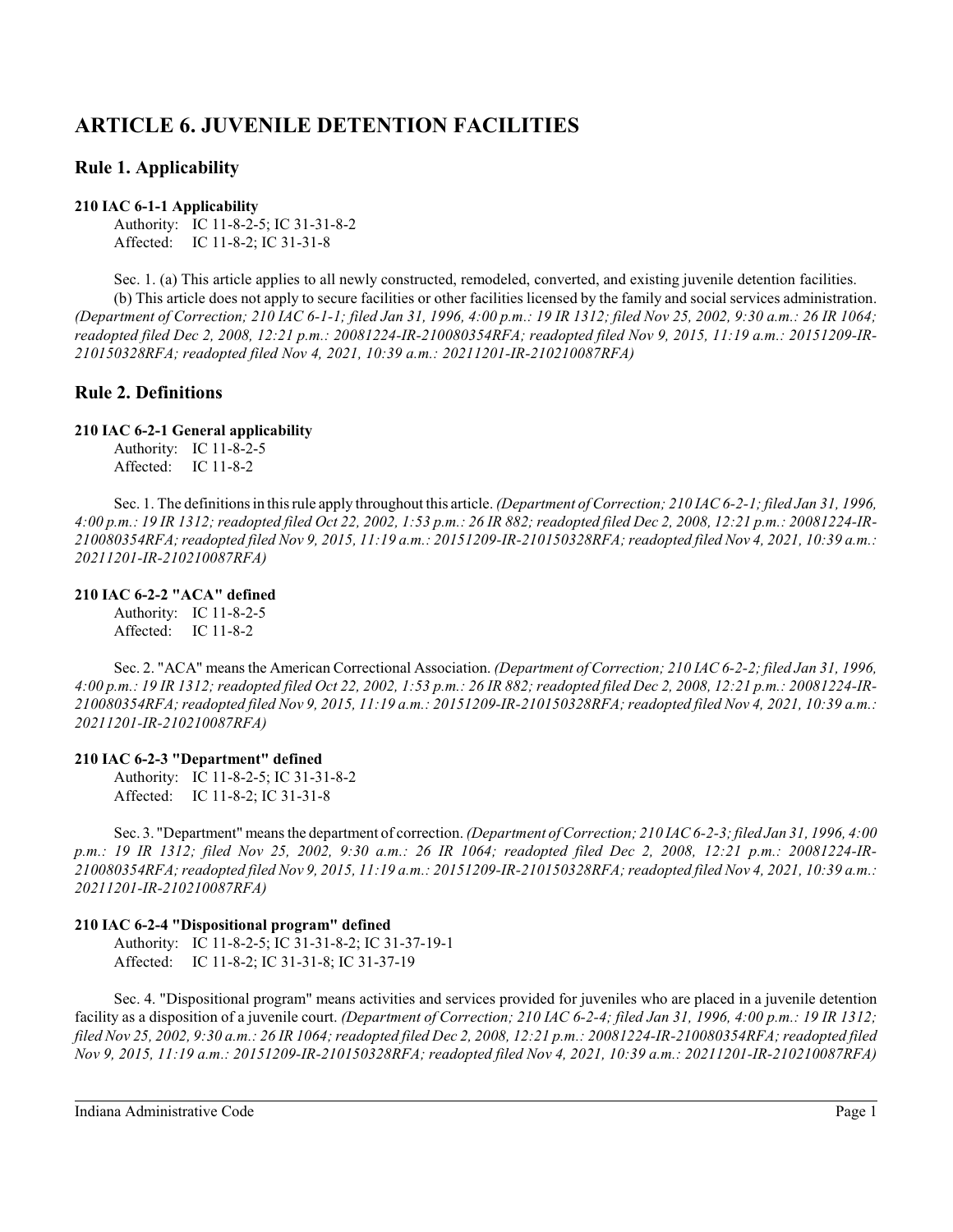# ARTICLE 6. JUVENILE DETENTION FACILITIES

## Rule 1. Applicability

**210 IAC 6-1-1 Applicability**

Authority: IC 11-8-2-5; IC 31-31-8-2
Affected: IC 11-8-2; IC 31-31-8

Sec. 1. (a) This article applies to all newly constructed, remodeled, converted, and existing juvenile detention facilities.

(b) This article does not apply to secure facilities or other facilities licensed by the family and social services administration. *(Department of Correction; 210 IAC 6-1-1; filed Jan 31, 1996, 4:00 p.m.: 19 IR 1312; filed Nov 25, 2002, 9:30 a.m.: 26 IR 1064; readopted filed Dec 2, 2008, 12:21 p.m.: 20081224-IR-210080354RFA; readopted filed Nov 9, 2015, 11:19 a.m.: 20151209-IR-210150328RFA; readopted filed Nov 4, 2021, 10:39 a.m.: 20211201-IR-210210087RFA)*

## Rule 2. Definitions

**210 IAC 6-2-1 General applicability**

Authority: IC 11-8-2-5
Affected: IC 11-8-2

Sec. 1. The definitions in this rule apply throughout this article. *(Department of Correction; 210 IAC 6-2-1; filed Jan 31, 1996, 4:00 p.m.: 19 IR 1312; readopted filed Oct 22, 2002, 1:53 p.m.: 26 IR 882; readopted filed Dec 2, 2008, 12:21 p.m.: 20081224-IR-210080354RFA; readopted filed Nov 9, 2015, 11:19 a.m.: 20151209-IR-210150328RFA; readopted filed Nov 4, 2021, 10:39 a.m.: 20211201-IR-210210087RFA)*

**210 IAC 6-2-2 "ACA" defined**

Authority: IC 11-8-2-5
Affected: IC 11-8-2

Sec. 2. "ACA" means the American Correctional Association. *(Department of Correction; 210 IAC 6-2-2; filed Jan 31, 1996, 4:00 p.m.: 19 IR 1312; readopted filed Oct 22, 2002, 1:53 p.m.: 26 IR 882; readopted filed Dec 2, 2008, 12:21 p.m.: 20081224-IR-210080354RFA; readopted filed Nov 9, 2015, 11:19 a.m.: 20151209-IR-210150328RFA; readopted filed Nov 4, 2021, 10:39 a.m.: 20211201-IR-210210087RFA)*

**210 IAC 6-2-3 "Department" defined**

Authority: IC 11-8-2-5; IC 31-31-8-2
Affected: IC 11-8-2; IC 31-31-8

Sec. 3. "Department" means the department of correction. *(Department of Correction; 210 IAC 6-2-3; filed Jan 31, 1996, 4:00 p.m.: 19 IR 1312; filed Nov 25, 2002, 9:30 a.m.: 26 IR 1064; readopted filed Dec 2, 2008, 12:21 p.m.: 20081224-IR-210080354RFA; readopted filed Nov 9, 2015, 11:19 a.m.: 20151209-IR-210150328RFA; readopted filed Nov 4, 2021, 10:39 a.m.: 20211201-IR-210210087RFA)*

**210 IAC 6-2-4 "Dispositional program" defined**

Authority: IC 11-8-2-5; IC 31-31-8-2; IC 31-37-19-1
Affected: IC 11-8-2; IC 31-31-8; IC 31-37-19

Sec. 4. "Dispositional program" means activities and services provided for juveniles who are placed in a juvenile detention facility as a disposition of a juvenile court. *(Department of Correction; 210 IAC 6-2-4; filed Jan 31, 1996, 4:00 p.m.: 19 IR 1312; filed Nov 25, 2002, 9:30 a.m.: 26 IR 1064; readopted filed Dec 2, 2008, 12:21 p.m.: 20081224-IR-210080354RFA; readopted filed Nov 9, 2015, 11:19 a.m.: 20151209-IR-210150328RFA; readopted filed Nov 4, 2021, 10:39 a.m.: 20211201-IR-210210087RFA)*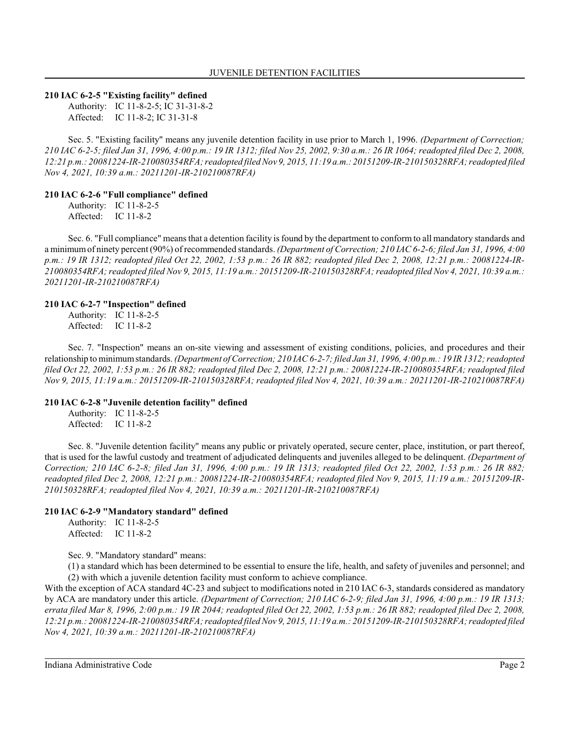**210 IAC 6-2-5 "Existing facility" defined**

Authority: IC 11-8-2-5; IC 31-31-8-2
Affected: IC 11-8-2; IC 31-31-8

Sec. 5. "Existing facility" means any juvenile detention facility in use prior to March 1, 1996. *(Department of Correction; 210 IAC 6-2-5; filed Jan 31, 1996, 4:00 p.m.: 19 IR 1312; filed Nov 25, 2002, 9:30 a.m.: 26 IR 1064; readopted filed Dec 2, 2008, 12:21 p.m.: 20081224-IR-210080354RFA; readopted filed Nov 9, 2015, 11:19 a.m.: 20151209-IR-210150328RFA; readopted filed Nov 4, 2021, 10:39 a.m.: 20211201-IR-210210087RFA)*

**210 IAC 6-2-6 "Full compliance" defined**

Authority: IC 11-8-2-5
Affected: IC 11-8-2

Sec. 6. "Full compliance" means that a detention facility is found by the department to conform to all mandatory standards and a minimum of ninety percent (90%) of recommended standards. *(Department of Correction; 210 IAC 6-2-6; filed Jan 31, 1996, 4:00 p.m.: 19 IR 1312; readopted filed Oct 22, 2002, 1:53 p.m.: 26 IR 882; readopted filed Dec 2, 2008, 12:21 p.m.: 20081224-IR-210080354RFA; readopted filed Nov 9, 2015, 11:19 a.m.: 20151209-IR-210150328RFA; readopted filed Nov 4, 2021, 10:39 a.m.: 20211201-IR-210210087RFA)*

**210 IAC 6-2-7 "Inspection" defined**

Authority: IC 11-8-2-5
Affected: IC 11-8-2

Sec. 7. "Inspection" means an on-site viewing and assessment of existing conditions, policies, and procedures and their relationship to minimum standards. *(Department of Correction; 210 IAC 6-2-7; filed Jan 31, 1996, 4:00 p.m.: 19 IR 1312; readopted filed Oct 22, 2002, 1:53 p.m.: 26 IR 882; readopted filed Dec 2, 2008, 12:21 p.m.: 20081224-IR-210080354RFA; readopted filed Nov 9, 2015, 11:19 a.m.: 20151209-IR-210150328RFA; readopted filed Nov 4, 2021, 10:39 a.m.: 20211201-IR-210210087RFA)*

**210 IAC 6-2-8 "Juvenile detention facility" defined**

Authority: IC 11-8-2-5
Affected: IC 11-8-2

Sec. 8. "Juvenile detention facility" means any public or privately operated, secure center, place, institution, or part thereof, that is used for the lawful custody and treatment of adjudicated delinquents and juveniles alleged to be delinquent. *(Department of Correction; 210 IAC 6-2-8; filed Jan 31, 1996, 4:00 p.m.: 19 IR 1313; readopted filed Oct 22, 2002, 1:53 p.m.: 26 IR 882; readopted filed Dec 2, 2008, 12:21 p.m.: 20081224-IR-210080354RFA; readopted filed Nov 9, 2015, 11:19 a.m.: 20151209-IR-210150328RFA; readopted filed Nov 4, 2021, 10:39 a.m.: 20211201-IR-210210087RFA)*

**210 IAC 6-2-9 "Mandatory standard" defined**

Authority: IC 11-8-2-5
Affected: IC 11-8-2

Sec. 9. "Mandatory standard" means:

(1) a standard which has been determined to be essential to ensure the life, health, and safety of juveniles and personnel; and
(2) with which a juvenile detention facility must conform to achieve compliance.

With the exception of ACA standard 4C-23 and subject to modifications noted in 210 IAC 6-3, standards considered as mandatory by ACA are mandatory under this article. *(Department of Correction; 210 IAC 6-2-9; filed Jan 31, 1996, 4:00 p.m.: 19 IR 1313; errata filed Mar 8, 1996, 2:00 p.m.: 19 IR 2044; readopted filed Oct 22, 2002, 1:53 p.m.: 26 IR 882; readopted filed Dec 2, 2008, 12:21 p.m.: 20081224-IR-210080354RFA; readopted filed Nov 9, 2015, 11:19 a.m.: 20151209-IR-210150328RFA; readopted filed Nov 4, 2021, 10:39 a.m.: 20211201-IR-210210087RFA)*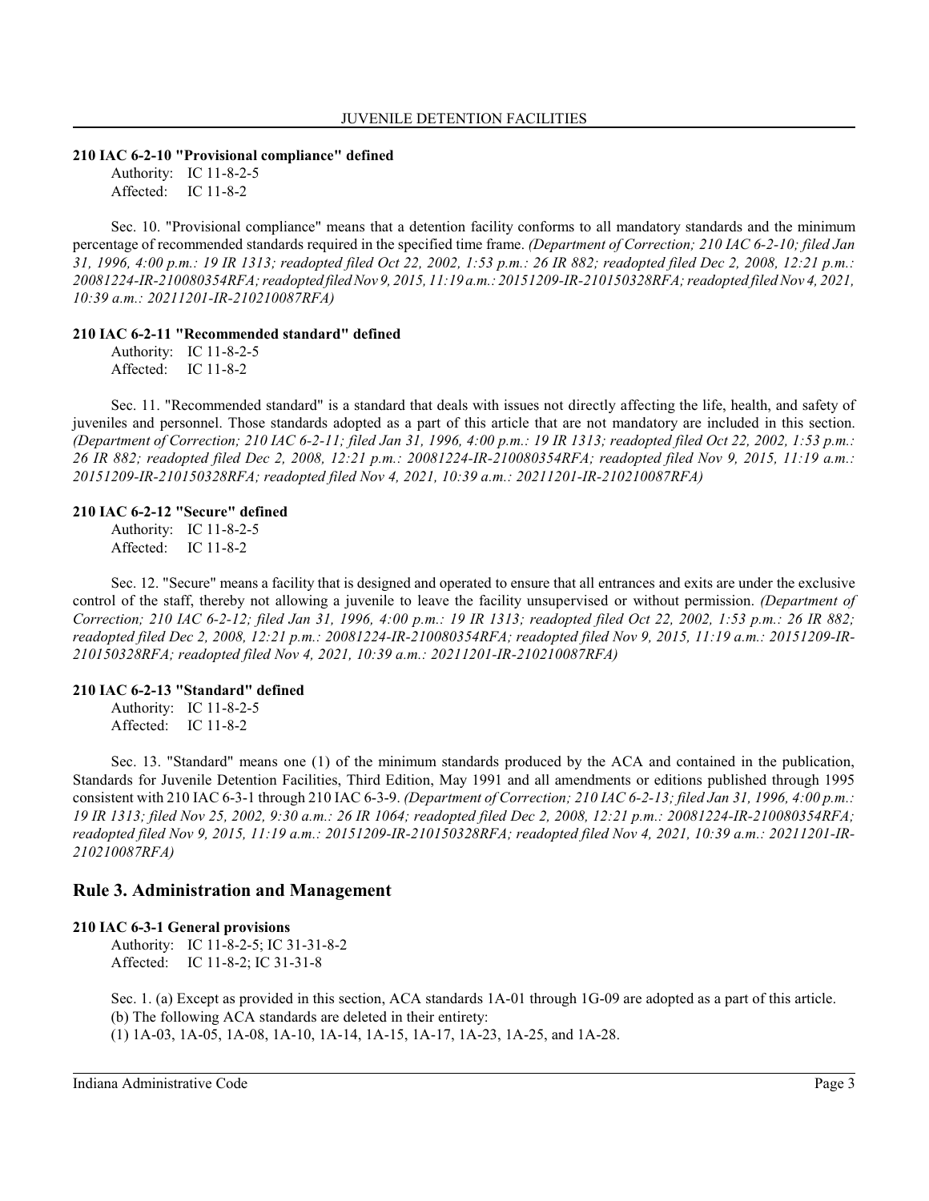**210 IAC 6-2-10 "Provisional compliance" defined**

Authority: IC 11-8-2-5
Affected: IC 11-8-2

Sec. 10. "Provisional compliance" means that a detention facility conforms to all mandatory standards and the minimum percentage of recommended standards required in the specified time frame. *(Department of Correction; 210 IAC 6-2-10; filed Jan 31, 1996, 4:00 p.m.: 19 IR 1313; readopted filed Oct 22, 2002, 1:53 p.m.: 26 IR 882; readopted filed Dec 2, 2008, 12:21 p.m.: 20081224-IR-210080354RFA; readopted filed Nov 9, 2015, 11:19 a.m.: 20151209-IR-210150328RFA; readopted filed Nov 4, 2021, 10:39 a.m.: 20211201-IR-210210087RFA)*

**210 IAC 6-2-11 "Recommended standard" defined**

Authority: IC 11-8-2-5
Affected: IC 11-8-2

Sec. 11. "Recommended standard" is a standard that deals with issues not directly affecting the life, health, and safety of juveniles and personnel. Those standards adopted as a part of this article that are not mandatory are included in this section. *(Department of Correction; 210 IAC 6-2-11; filed Jan 31, 1996, 4:00 p.m.: 19 IR 1313; readopted filed Oct 22, 2002, 1:53 p.m.: 26 IR 882; readopted filed Dec 2, 2008, 12:21 p.m.: 20081224-IR-210080354RFA; readopted filed Nov 9, 2015, 11:19 a.m.: 20151209-IR-210150328RFA; readopted filed Nov 4, 2021, 10:39 a.m.: 20211201-IR-210210087RFA)*

**210 IAC 6-2-12 "Secure" defined**

Authority: IC 11-8-2-5
Affected: IC 11-8-2

Sec. 12. "Secure" means a facility that is designed and operated to ensure that all entrances and exits are under the exclusive control of the staff, thereby not allowing a juvenile to leave the facility unsupervised or without permission. *(Department of Correction; 210 IAC 6-2-12; filed Jan 31, 1996, 4:00 p.m.: 19 IR 1313; readopted filed Oct 22, 2002, 1:53 p.m.: 26 IR 882; readopted filed Dec 2, 2008, 12:21 p.m.: 20081224-IR-210080354RFA; readopted filed Nov 9, 2015, 11:19 a.m.: 20151209-IR-210150328RFA; readopted filed Nov 4, 2021, 10:39 a.m.: 20211201-IR-210210087RFA)*

**210 IAC 6-2-13 "Standard" defined**

Authority: IC 11-8-2-5
Affected: IC 11-8-2

Sec. 13. "Standard" means one (1) of the minimum standards produced by the ACA and contained in the publication, Standards for Juvenile Detention Facilities, Third Edition, May 1991 and all amendments or editions published through 1995 consistent with 210 IAC 6-3-1 through 210 IAC 6-3-9. *(Department of Correction; 210 IAC 6-2-13; filed Jan 31, 1996, 4:00 p.m.: 19 IR 1313; filed Nov 25, 2002, 9:30 a.m.: 26 IR 1064; readopted filed Dec 2, 2008, 12:21 p.m.: 20081224-IR-210080354RFA; readopted filed Nov 9, 2015, 11:19 a.m.: 20151209-IR-210150328RFA; readopted filed Nov 4, 2021, 10:39 a.m.: 20211201-IR-210210087RFA)*

## Rule 3. Administration and Management

**210 IAC 6-3-1 General provisions**

Authority: IC 11-8-2-5; IC 31-31-8-2
Affected: IC 11-8-2; IC 31-31-8

Sec. 1. (a) Except as provided in this section, ACA standards 1A-01 through 1G-09 are adopted as a part of this article.
(b) The following ACA standards are deleted in their entirety:
(1) 1A-03, 1A-05, 1A-08, 1A-10, 1A-14, 1A-15, 1A-17, 1A-23, 1A-25, and 1A-28.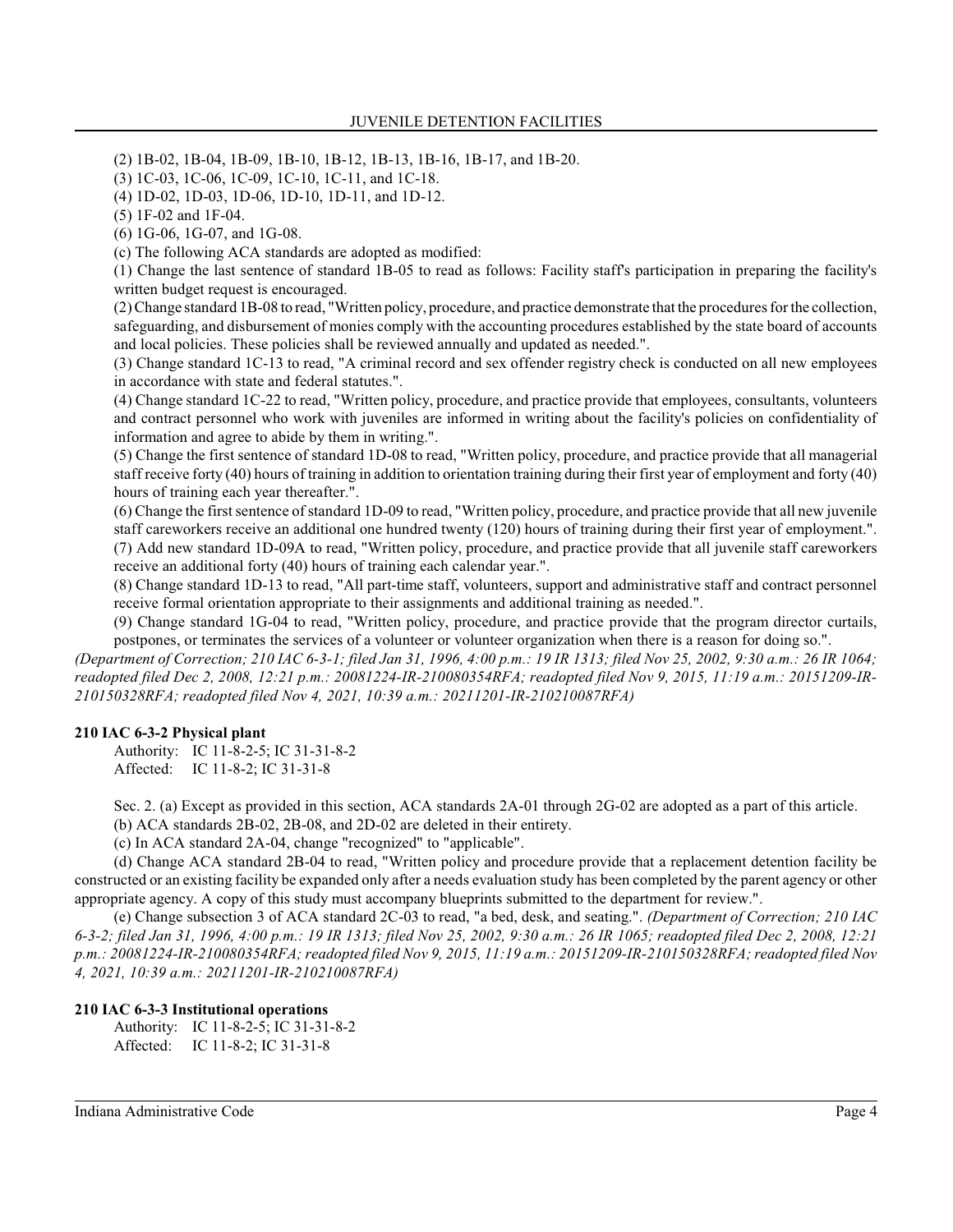(2) 1B-02, 1B-04, 1B-09, 1B-10, 1B-12, 1B-13, 1B-16, 1B-17, and 1B-20.

(3) 1C-03, 1C-06, 1C-09, 1C-10, 1C-11, and 1C-18.

(4) 1D-02, 1D-03, 1D-06, 1D-10, 1D-11, and 1D-12.

(5) 1F-02 and 1F-04.

(6) 1G-06, 1G-07, and 1G-08.

(c) The following ACA standards are adopted as modified:

(1) Change the last sentence of standard 1B-05 to read as follows: Facility staff's participation in preparing the facility's written budget request is encouraged.

(2) Change standard 1B-08 to read, "Written policy, procedure, and practice demonstrate that the procedures for the collection, safeguarding, and disbursement of monies comply with the accounting procedures established by the state board of accounts and local policies. These policies shall be reviewed annually and updated as needed.".

(3) Change standard 1C-13 to read, "A criminal record and sex offender registry check is conducted on all new employees in accordance with state and federal statutes.".

(4) Change standard 1C-22 to read, "Written policy, procedure, and practice provide that employees, consultants, volunteers and contract personnel who work with juveniles are informed in writing about the facility's policies on confidentiality of information and agree to abide by them in writing.".

(5) Change the first sentence of standard 1D-08 to read, "Written policy, procedure, and practice provide that all managerial staff receive forty (40) hours of training in addition to orientation training during their first year of employment and forty (40) hours of training each year thereafter.".

(6) Change the first sentence of standard 1D-09 to read, "Written policy, procedure, and practice provide that all new juvenile staff careworkers receive an additional one hundred twenty (120) hours of training during their first year of employment.".

(7) Add new standard 1D-09A to read, "Written policy, procedure, and practice provide that all juvenile staff careworkers receive an additional forty (40) hours of training each calendar year.".

(8) Change standard 1D-13 to read, "All part-time staff, volunteers, support and administrative staff and contract personnel receive formal orientation appropriate to their assignments and additional training as needed.".

(9) Change standard 1G-04 to read, "Written policy, procedure, and practice provide that the program director curtails, postpones, or terminates the services of a volunteer or volunteer organization when there is a reason for doing so.".

*(Department of Correction; 210 IAC 6-3-1; filed Jan 31, 1996, 4:00 p.m.: 19 IR 1313; filed Nov 25, 2002, 9:30 a.m.: 26 IR 1064; readopted filed Dec 2, 2008, 12:21 p.m.: 20081224-IR-210080354RFA; readopted filed Nov 9, 2015, 11:19 a.m.: 20151209-IR-210150328RFA; readopted filed Nov 4, 2021, 10:39 a.m.: 20211201-IR-210210087RFA)*

**210 IAC 6-3-2 Physical plant**

Authority: IC 11-8-2-5; IC 31-31-8-2
Affected: IC 11-8-2; IC 31-31-8

Sec. 2. (a) Except as provided in this section, ACA standards 2A-01 through 2G-02 are adopted as a part of this article.

(b) ACA standards 2B-02, 2B-08, and 2D-02 are deleted in their entirety.

(c) In ACA standard 2A-04, change "recognized" to "applicable".

(d) Change ACA standard 2B-04 to read, "Written policy and procedure provide that a replacement detention facility be constructed or an existing facility be expanded only after a needs evaluation study has been completed by the parent agency or other appropriate agency. A copy of this study must accompany blueprints submitted to the department for review.".

(e) Change subsection 3 of ACA standard 2C-03 to read, "a bed, desk, and seating.". *(Department of Correction; 210 IAC 6-3-2; filed Jan 31, 1996, 4:00 p.m.: 19 IR 1313; filed Nov 25, 2002, 9:30 a.m.: 26 IR 1065; readopted filed Dec 2, 2008, 12:21 p.m.: 20081224-IR-210080354RFA; readopted filed Nov 9, 2015, 11:19 a.m.: 20151209-IR-210150328RFA; readopted filed Nov 4, 2021, 10:39 a.m.: 20211201-IR-210210087RFA)*

**210 IAC 6-3-3 Institutional operations**

Authority: IC 11-8-2-5; IC 31-31-8-2
Affected: IC 11-8-2; IC 31-31-8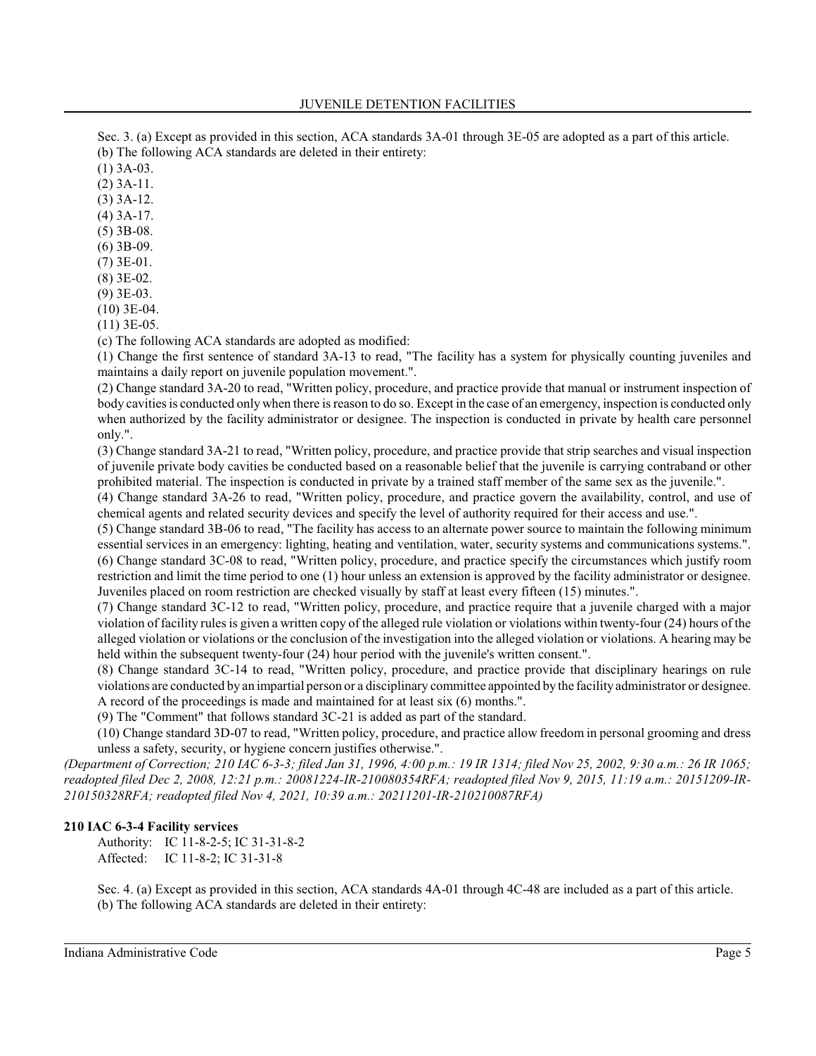Sec. 3. (a) Except as provided in this section, ACA standards 3A-01 through 3E-05 are adopted as a part of this article.

(b) The following ACA standards are deleted in their entirety:

(1) 3A-03.

(2) 3A-11.

(3) 3A-12.

(4) 3A-17.

(5) 3B-08.

(6) 3B-09.

(7) 3E-01.

(8) 3E-02.

(9) 3E-03.

(10) 3E-04.

(11) 3E-05.

(c) The following ACA standards are adopted as modified:

(1) Change the first sentence of standard 3A-13 to read, "The facility has a system for physically counting juveniles and maintains a daily report on juvenile population movement.".

(2) Change standard 3A-20 to read, "Written policy, procedure, and practice provide that manual or instrument inspection of body cavities is conducted only when there is reason to do so. Except in the case of an emergency, inspection is conducted only when authorized by the facility administrator or designee. The inspection is conducted in private by health care personnel only.".

(3) Change standard 3A-21 to read, "Written policy, procedure, and practice provide that strip searches and visual inspection of juvenile private body cavities be conducted based on a reasonable belief that the juvenile is carrying contraband or other prohibited material. The inspection is conducted in private by a trained staff member of the same sex as the juvenile.".

(4) Change standard 3A-26 to read, "Written policy, procedure, and practice govern the availability, control, and use of chemical agents and related security devices and specify the level of authority required for their access and use.".

(5) Change standard 3B-06 to read, "The facility has access to an alternate power source to maintain the following minimum essential services in an emergency: lighting, heating and ventilation, water, security systems and communications systems.".

(6) Change standard 3C-08 to read, "Written policy, procedure, and practice specify the circumstances which justify room restriction and limit the time period to one (1) hour unless an extension is approved by the facility administrator or designee. Juveniles placed on room restriction are checked visually by staff at least every fifteen (15) minutes.".

(7) Change standard 3C-12 to read, "Written policy, procedure, and practice require that a juvenile charged with a major violation of facility rules is given a written copy of the alleged rule violation or violations within twenty-four (24) hours of the alleged violation or violations or the conclusion of the investigation into the alleged violation or violations. A hearing may be held within the subsequent twenty-four (24) hour period with the juvenile's written consent.".

(8) Change standard 3C-14 to read, "Written policy, procedure, and practice provide that disciplinary hearings on rule violations are conducted by an impartial person or a disciplinary committee appointed by the facility administrator or designee. A record of the proceedings is made and maintained for at least six (6) months.".

(9) The "Comment" that follows standard 3C-21 is added as part of the standard.

(10) Change standard 3D-07 to read, "Written policy, procedure, and practice allow freedom in personal grooming and dress unless a safety, security, or hygiene concern justifies otherwise.".

*(Department of Correction; 210 IAC 6-3-3; filed Jan 31, 1996, 4:00 p.m.: 19 IR 1314; filed Nov 25, 2002, 9:30 a.m.: 26 IR 1065; readopted filed Dec 2, 2008, 12:21 p.m.: 20081224-IR-210080354RFA; readopted filed Nov 9, 2015, 11:19 a.m.: 20151209-IR-210150328RFA; readopted filed Nov 4, 2021, 10:39 a.m.: 20211201-IR-210210087RFA)*

**210 IAC 6-3-4 Facility services**

Authority: IC 11-8-2-5; IC 31-31-8-2
Affected: IC 11-8-2; IC 31-31-8

Sec. 4. (a) Except as provided in this section, ACA standards 4A-01 through 4C-48 are included as a part of this article.

(b) The following ACA standards are deleted in their entirety: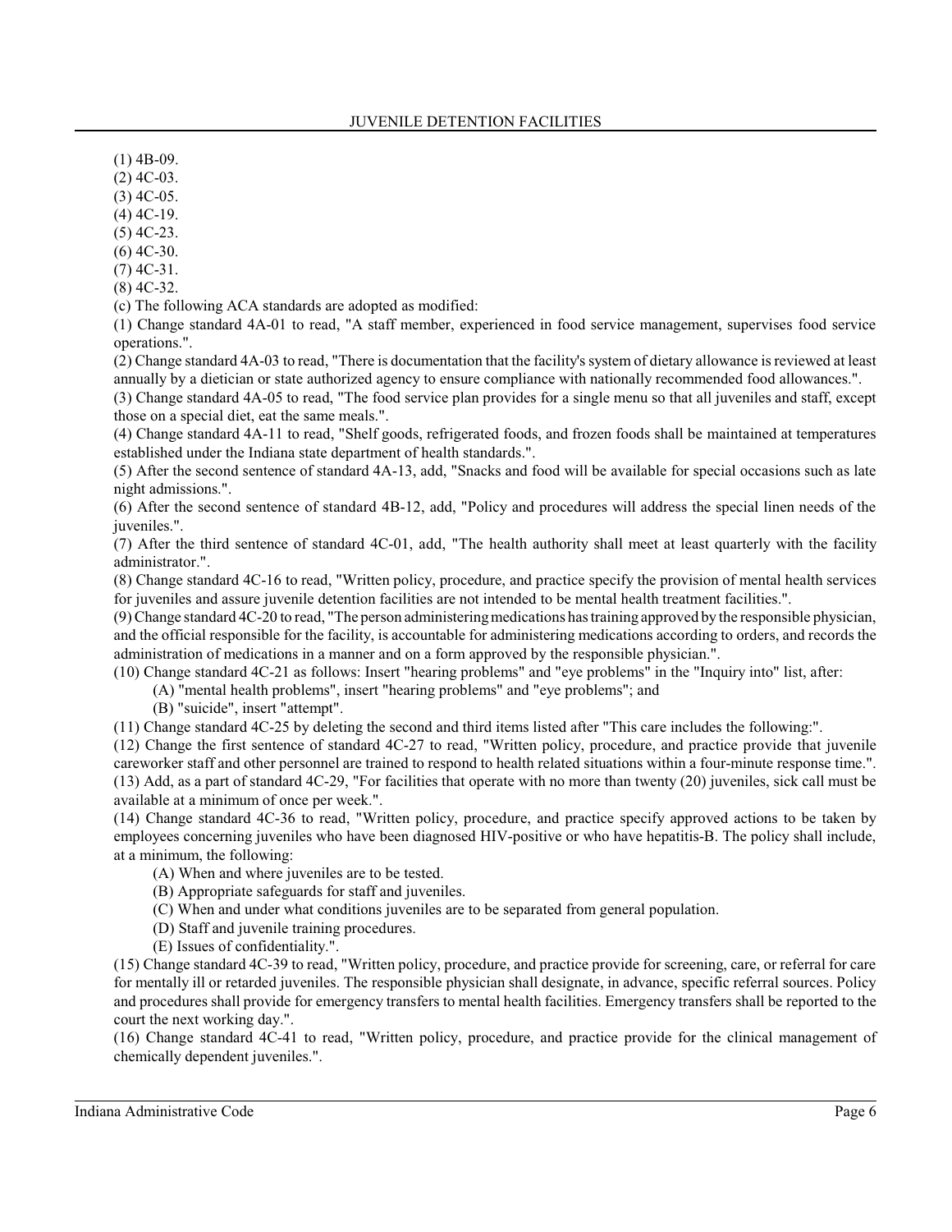(1) 4B-09.
(2) 4C-03.
(3) 4C-05.
(4) 4C-19.
(5) 4C-23.
(6) 4C-30.
(7) 4C-31.
(8) 4C-32.

(c) The following ACA standards are adopted as modified:

(1) Change standard 4A-01 to read, "A staff member, experienced in food service management, supervises food service operations.".

(2) Change standard 4A-03 to read, "There is documentation that the facility's system of dietary allowance is reviewed at least annually by a dietician or state authorized agency to ensure compliance with nationally recommended food allowances.".

(3) Change standard 4A-05 to read, "The food service plan provides for a single menu so that all juveniles and staff, except those on a special diet, eat the same meals.".

(4) Change standard 4A-11 to read, "Shelf goods, refrigerated foods, and frozen foods shall be maintained at temperatures established under the Indiana state department of health standards.".

(5) After the second sentence of standard 4A-13, add, "Snacks and food will be available for special occasions such as late night admissions.".

(6) After the second sentence of standard 4B-12, add, "Policy and procedures will address the special linen needs of the juveniles.".

(7) After the third sentence of standard 4C-01, add, "The health authority shall meet at least quarterly with the facility administrator.".

(8) Change standard 4C-16 to read, "Written policy, procedure, and practice specify the provision of mental health services for juveniles and assure juvenile detention facilities are not intended to be mental health treatment facilities.".

(9) Change standard 4C-20 to read, "The person administering medications has training approved by the responsible physician, and the official responsible for the facility, is accountable for administering medications according to orders, and records the administration of medications in a manner and on a form approved by the responsible physician.".

(10) Change standard 4C-21 as follows: Insert "hearing problems" and "eye problems" in the "Inquiry into" list, after:

(A) "mental health problems", insert "hearing problems" and "eye problems"; and

(B) "suicide", insert "attempt".

(11) Change standard 4C-25 by deleting the second and third items listed after "This care includes the following:".

(12) Change the first sentence of standard 4C-27 to read, "Written policy, procedure, and practice provide that juvenile careworker staff and other personnel are trained to respond to health related situations within a four-minute response time.".

(13) Add, as a part of standard 4C-29, "For facilities that operate with no more than twenty (20) juveniles, sick call must be available at a minimum of once per week.".

(14) Change standard 4C-36 to read, "Written policy, procedure, and practice specify approved actions to be taken by employees concerning juveniles who have been diagnosed HIV-positive or who have hepatitis-B. The policy shall include, at a minimum, the following:

(A) When and where juveniles are to be tested.

(B) Appropriate safeguards for staff and juveniles.

(C) When and under what conditions juveniles are to be separated from general population.

(D) Staff and juvenile training procedures.

(E) Issues of confidentiality.".

(15) Change standard 4C-39 to read, "Written policy, procedure, and practice provide for screening, care, or referral for care for mentally ill or retarded juveniles. The responsible physician shall designate, in advance, specific referral sources. Policy and procedures shall provide for emergency transfers to mental health facilities. Emergency transfers shall be reported to the court the next working day.".

(16) Change standard 4C-41 to read, "Written policy, procedure, and practice provide for the clinical management of chemically dependent juveniles.".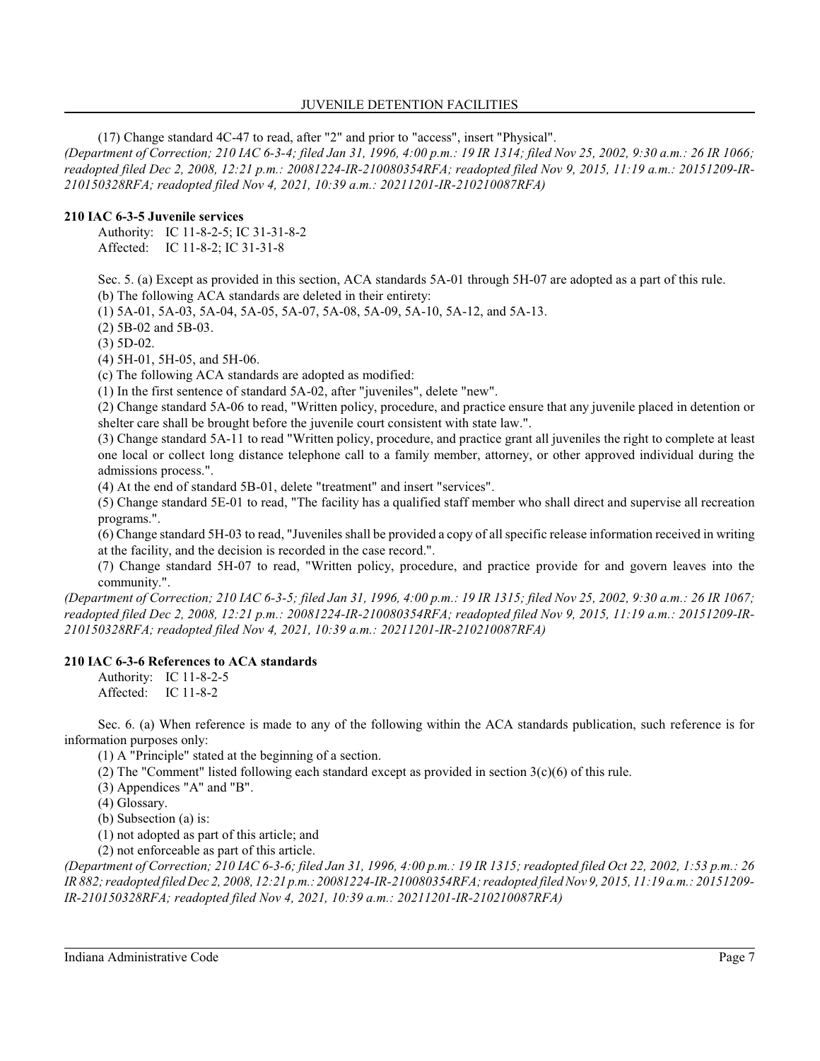(17) Change standard 4C-47 to read, after "2" and prior to "access", insert "Physical".

*(Department of Correction; 210 IAC 6-3-4; filed Jan 31, 1996, 4:00 p.m.: 19 IR 1314; filed Nov 25, 2002, 9:30 a.m.: 26 IR 1066; readopted filed Dec 2, 2008, 12:21 p.m.: 20081224-IR-210080354RFA; readopted filed Nov 9, 2015, 11:19 a.m.: 20151209-IR-210150328RFA; readopted filed Nov 4, 2021, 10:39 a.m.: 20211201-IR-210210087RFA)*

**210 IAC 6-3-5 Juvenile services**

Authority: IC 11-8-2-5; IC 31-31-8-2
Affected: IC 11-8-2; IC 31-31-8

Sec. 5. (a) Except as provided in this section, ACA standards 5A-01 through 5H-07 are adopted as a part of this rule.

(b) The following ACA standards are deleted in their entirety:

(1) 5A-01, 5A-03, 5A-04, 5A-05, 5A-07, 5A-08, 5A-09, 5A-10, 5A-12, and 5A-13.

(2) 5B-02 and 5B-03.

(3) 5D-02.

(4) 5H-01, 5H-05, and 5H-06.

(c) The following ACA standards are adopted as modified:

(1) In the first sentence of standard 5A-02, after "juveniles", delete "new".

(2) Change standard 5A-06 to read, "Written policy, procedure, and practice ensure that any juvenile placed in detention or shelter care shall be brought before the juvenile court consistent with state law.".

(3) Change standard 5A-11 to read "Written policy, procedure, and practice grant all juveniles the right to complete at least one local or collect long distance telephone call to a family member, attorney, or other approved individual during the admissions process.".

(4) At the end of standard 5B-01, delete "treatment" and insert "services".

(5) Change standard 5E-01 to read, "The facility has a qualified staff member who shall direct and supervise all recreation programs.".

(6) Change standard 5H-03 to read, "Juveniles shall be provided a copy of all specific release information received in writing at the facility, and the decision is recorded in the case record.".

(7) Change standard 5H-07 to read, "Written policy, procedure, and practice provide for and govern leaves into the community.".

*(Department of Correction; 210 IAC 6-3-5; filed Jan 31, 1996, 4:00 p.m.: 19 IR 1315; filed Nov 25, 2002, 9:30 a.m.: 26 IR 1067; readopted filed Dec 2, 2008, 12:21 p.m.: 20081224-IR-210080354RFA; readopted filed Nov 9, 2015, 11:19 a.m.: 20151209-IR-210150328RFA; readopted filed Nov 4, 2021, 10:39 a.m.: 20211201-IR-210210087RFA)*

**210 IAC 6-3-6 References to ACA standards**

Authority: IC 11-8-2-5
Affected: IC 11-8-2

Sec. 6. (a) When reference is made to any of the following within the ACA standards publication, such reference is for information purposes only:

(1) A "Principle" stated at the beginning of a section.

(2) The "Comment" listed following each standard except as provided in section 3(c)(6) of this rule.

(3) Appendices "A" and "B".

(4) Glossary.

(b) Subsection (a) is:

(1) not adopted as part of this article; and

(2) not enforceable as part of this article.

*(Department of Correction; 210 IAC 6-3-6; filed Jan 31, 1996, 4:00 p.m.: 19 IR 1315; readopted filed Oct 22, 2002, 1:53 p.m.: 26 IR 882; readopted filed Dec 2, 2008, 12:21 p.m.: 20081224-IR-210080354RFA; readopted filed Nov 9, 2015, 11:19 a.m.: 20151209-IR-210150328RFA; readopted filed Nov 4, 2021, 10:39 a.m.: 20211201-IR-210210087RFA)*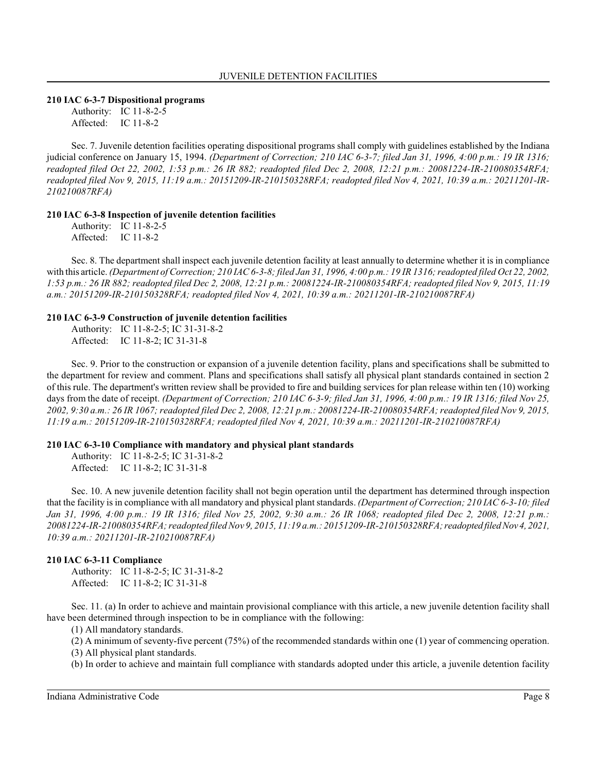### 210 IAC 6-3-7 Dispositional programs

Authority: IC 11-8-2-5
Affected: IC 11-8-2

Sec. 7. Juvenile detention facilities operating dispositional programs shall comply with guidelines established by the Indiana judicial conference on January 15, 1994. *(Department of Correction; 210 IAC 6-3-7; filed Jan 31, 1996, 4:00 p.m.: 19 IR 1316; readopted filed Oct 22, 2002, 1:53 p.m.: 26 IR 882; readopted filed Dec 2, 2008, 12:21 p.m.: 20081224-IR-210080354RFA; readopted filed Nov 9, 2015, 11:19 a.m.: 20151209-IR-210150328RFA; readopted filed Nov 4, 2021, 10:39 a.m.: 20211201-IR-210210087RFA)*

### 210 IAC 6-3-8 Inspection of juvenile detention facilities

Authority: IC 11-8-2-5
Affected: IC 11-8-2

Sec. 8. The department shall inspect each juvenile detention facility at least annually to determine whether it is in compliance with this article. *(Department of Correction; 210 IAC 6-3-8; filed Jan 31, 1996, 4:00 p.m.: 19 IR 1316; readopted filed Oct 22, 2002, 1:53 p.m.: 26 IR 882; readopted filed Dec 2, 2008, 12:21 p.m.: 20081224-IR-210080354RFA; readopted filed Nov 9, 2015, 11:19 a.m.: 20151209-IR-210150328RFA; readopted filed Nov 4, 2021, 10:39 a.m.: 20211201-IR-210210087RFA)*

### 210 IAC 6-3-9 Construction of juvenile detention facilities

Authority: IC 11-8-2-5; IC 31-31-8-2
Affected: IC 11-8-2; IC 31-31-8

Sec. 9. Prior to the construction or expansion of a juvenile detention facility, plans and specifications shall be submitted to the department for review and comment. Plans and specifications shall satisfy all physical plant standards contained in section 2 of this rule. The department's written review shall be provided to fire and building services for plan release within ten (10) working days from the date of receipt. *(Department of Correction; 210 IAC 6-3-9; filed Jan 31, 1996, 4:00 p.m.: 19 IR 1316; filed Nov 25, 2002, 9:30 a.m.: 26 IR 1067; readopted filed Dec 2, 2008, 12:21 p.m.: 20081224-IR-210080354RFA; readopted filed Nov 9, 2015, 11:19 a.m.: 20151209-IR-210150328RFA; readopted filed Nov 4, 2021, 10:39 a.m.: 20211201-IR-210210087RFA)*

### 210 IAC 6-3-10 Compliance with mandatory and physical plant standards

Authority: IC 11-8-2-5; IC 31-31-8-2
Affected: IC 11-8-2; IC 31-31-8

Sec. 10. A new juvenile detention facility shall not begin operation until the department has determined through inspection that the facility is in compliance with all mandatory and physical plant standards. *(Department of Correction; 210 IAC 6-3-10; filed Jan 31, 1996, 4:00 p.m.: 19 IR 1316; filed Nov 25, 2002, 9:30 a.m.: 26 IR 1068; readopted filed Dec 2, 2008, 12:21 p.m.: 20081224-IR-210080354RFA; readopted filed Nov 9, 2015, 11:19 a.m.: 20151209-IR-210150328RFA; readopted filed Nov 4, 2021, 10:39 a.m.: 20211201-IR-210210087RFA)*

### 210 IAC 6-3-11 Compliance

Authority: IC 11-8-2-5; IC 31-31-8-2
Affected: IC 11-8-2; IC 31-31-8

Sec. 11. (a) In order to achieve and maintain provisional compliance with this article, a new juvenile detention facility shall have been determined through inspection to be in compliance with the following:

(1) All mandatory standards.

(2) A minimum of seventy-five percent (75%) of the recommended standards within one (1) year of commencing operation.

(3) All physical plant standards.

(b) In order to achieve and maintain full compliance with standards adopted under this article, a juvenile detention facility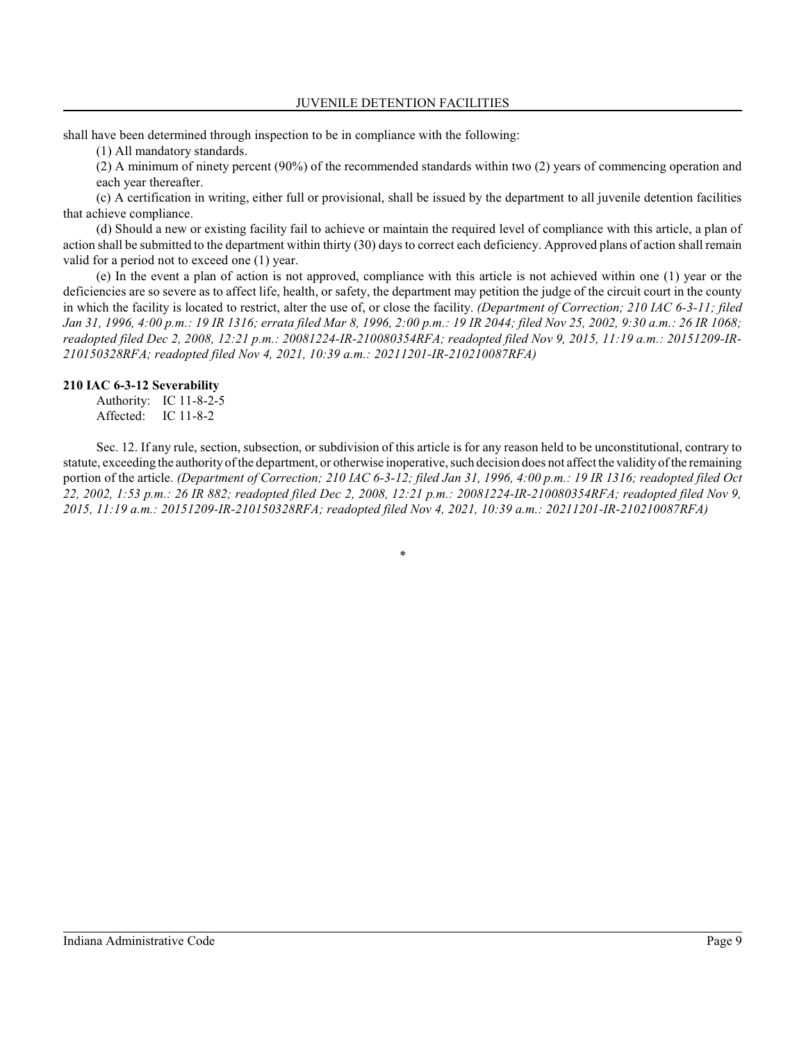shall have been determined through inspection to be in compliance with the following:

(1) All mandatory standards.

(2) A minimum of ninety percent (90%) of the recommended standards within two (2) years of commencing operation and each year thereafter.

(c) A certification in writing, either full or provisional, shall be issued by the department to all juvenile detention facilities that achieve compliance.

(d) Should a new or existing facility fail to achieve or maintain the required level of compliance with this article, a plan of action shall be submitted to the department within thirty (30) days to correct each deficiency. Approved plans of action shall remain valid for a period not to exceed one (1) year.

(e) In the event a plan of action is not approved, compliance with this article is not achieved within one (1) year or the deficiencies are so severe as to affect life, health, or safety, the department may petition the judge of the circuit court in the county in which the facility is located to restrict, alter the use of, or close the facility. *(Department of Correction; 210 IAC 6-3-11; filed Jan 31, 1996, 4:00 p.m.: 19 IR 1316; errata filed Mar 8, 1996, 2:00 p.m.: 19 IR 2044; filed Nov 25, 2002, 9:30 a.m.: 26 IR 1068; readopted filed Dec 2, 2008, 12:21 p.m.: 20081224-IR-210080354RFA; readopted filed Nov 9, 2015, 11:19 a.m.: 20151209-IR-210150328RFA; readopted filed Nov 4, 2021, 10:39 a.m.: 20211201-IR-210210087RFA)*

**210 IAC 6-3-12 Severability**

Authority: IC 11-8-2-5
Affected: IC 11-8-2

Sec. 12. If any rule, section, subsection, or subdivision of this article is for any reason held to be unconstitutional, contrary to statute, exceeding the authority of the department, or otherwise inoperative, such decision does not affect the validity of the remaining portion of the article. *(Department of Correction; 210 IAC 6-3-12; filed Jan 31, 1996, 4:00 p.m.: 19 IR 1316; readopted filed Oct 22, 2002, 1:53 p.m.: 26 IR 882; readopted filed Dec 2, 2008, 12:21 p.m.: 20081224-IR-210080354RFA; readopted filed Nov 9, 2015, 11:19 a.m.: 20151209-IR-210150328RFA; readopted filed Nov 4, 2021, 10:39 a.m.: 20211201-IR-210210087RFA)*

*